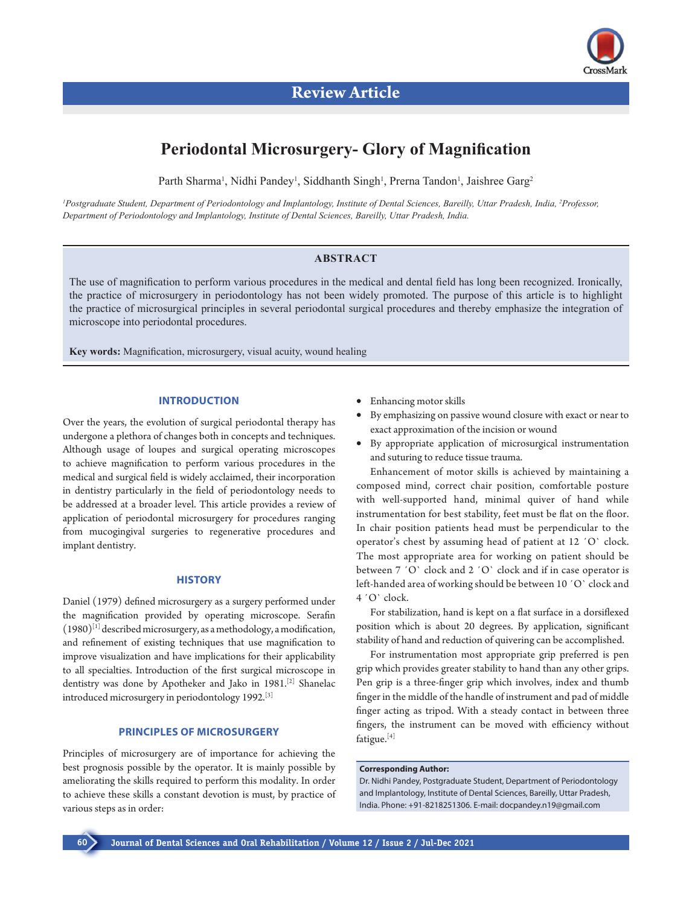**Review Article**

# Periodontal Microsurgery- Glory of Magnification

Parth Sharma[1], Nidhi Pandey[1], Siddhanth Singh[1], Prerna Tandon[1], Jaishree Garg[2]

*[1]Postgraduate Student, Department of Periodontology and Implantology, Institute of Dental Sciences, Bareilly, Uttar Pradesh, India, [2]Professor, Department of Periodontology and Implantology, Institute of Dental Sciences, Bareilly, Uttar Pradesh, India.*

## ABSTRACT

The use of magnification to perform various procedures in the medical and dental field has long been recognized. Ironically, the practice of microsurgery in periodontology has not been widely promoted. The purpose of this article is to highlight the practice of microsurgical principles in several periodontal surgical procedures and thereby emphasize the integration of microscope into periodontal procedures.

**Key words:** Magnification, microsurgery, visual acuity, wound healing

## INTRODUCTION

Over the years, the evolution of surgical periodontal therapy has undergone a plethora of changes both in concepts and techniques. Although usage of loupes and surgical operating microscopes to achieve magnification to perform various procedures in the medical and surgical field is widely acclaimed, their incorporation in dentistry particularly in the field of periodontology needs to be addressed at a broader level. This article provides a review of application of periodontal microsurgery for procedures ranging from mucogingival surgeries to regenerative procedures and implant dentistry.

## HISTORY

Daniel (1979) defined microsurgery as a surgery performed under the magnification provided by operating microscope. Serafin (1980)[1] described microsurgery, as a methodology, a modification, and refinement of existing techniques that use magnification to improve visualization and have implications for their applicability to all specialties. Introduction of the first surgical microscope in dentistry was done by Apotheker and Jako in 1981.[2] Shanelac introduced microsurgery in periodontology 1992.[3]

## PRINCIPLES OF MICROSURGERY

Principles of microsurgery are of importance for achieving the best prognosis possible by the operator. It is mainly possible by ameliorating the skills required to perform this modality. In order to achieve these skills a constant devotion is must, by practice of various steps as in order:

- Enhancing motor skills
- By emphasizing on passive wound closure with exact or near to exact approximation of the incision or wound
- By appropriate application of microsurgical instrumentation and suturing to reduce tissue trauma.

Enhancement of motor skills is achieved by maintaining a composed mind, correct chair position, comfortable posture with well-supported hand, minimal quiver of hand while instrumentation for best stability, feet must be flat on the floor. In chair position patients head must be perpendicular to the operator's chest by assuming head of patient at 12 ´O` clock. The most appropriate area for working on patient should be between 7 ´O` clock and 2 ´O` clock and if in case operator is left-handed area of working should be between 10 ´O` clock and 4 ´O` clock.

For stabilization, hand is kept on a flat surface in a dorsiflexed position which is about 20 degrees. By application, significant stability of hand and reduction of quivering can be accomplished.

For instrumentation most appropriate grip preferred is pen grip which provides greater stability to hand than any other grips. Pen grip is a three-finger grip which involves, index and thumb finger in the middle of the handle of instrument and pad of middle finger acting as tripod. With a steady contact in between three fingers, the instrument can be moved with efficiency without fatigue.[4]

**Corresponding Author:**
Dr. Nidhi Pandey, Postgraduate Student, Department of Periodontology and Implantology, Institute of Dental Sciences, Bareilly, Uttar Pradesh, India. Phone: +91-8218251306. E-mail: docpandey.n19@gmail.com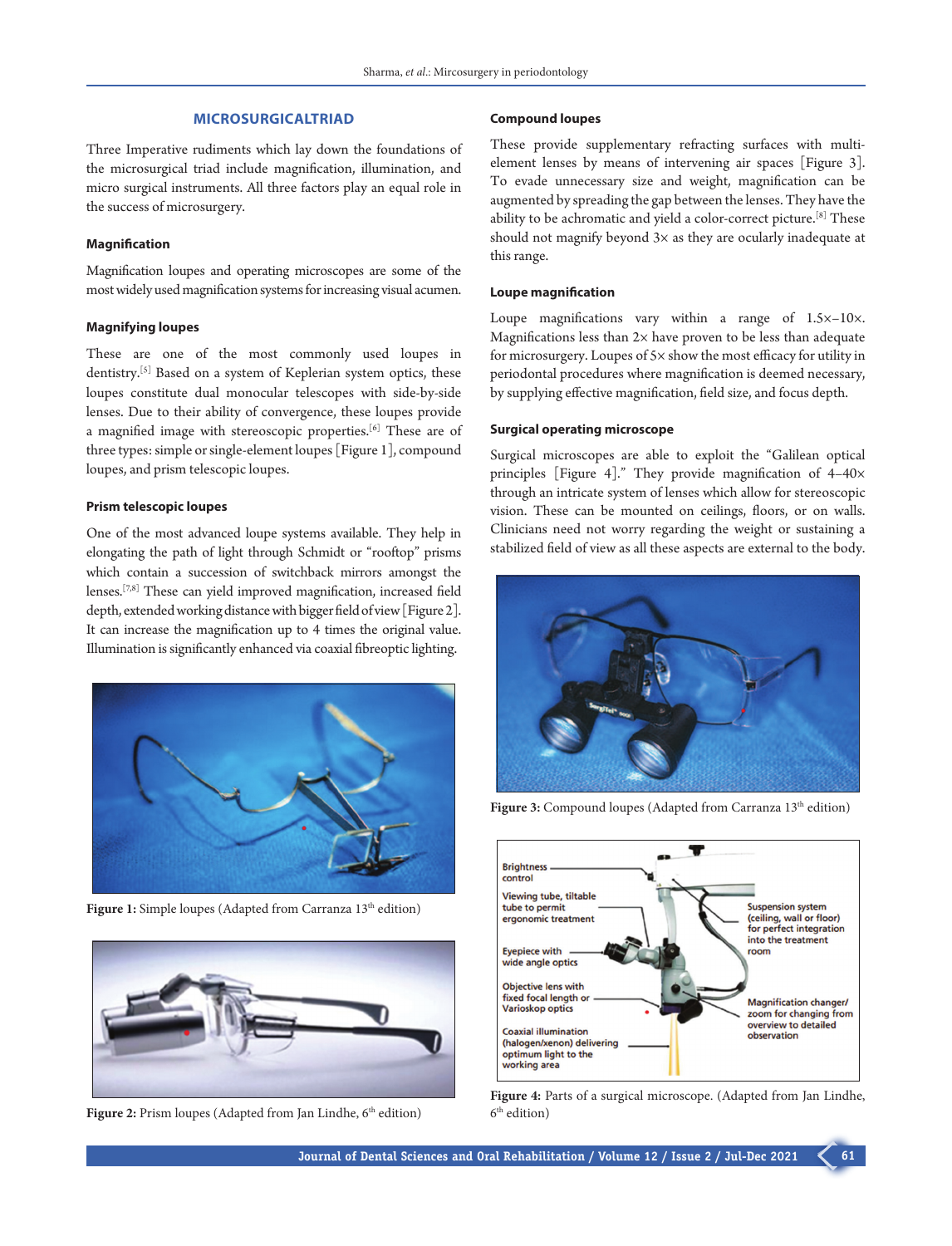## MICROSURGICALTRIAD

Three Imperative rudiments which lay down the foundations of the microsurgical triad include magnification, illumination, and micro surgical instruments. All three factors play an equal role in the success of microsurgery.

### Magnification

Magnification loupes and operating microscopes are some of the most widely used magnification systems for increasing visual acumen.

### Magnifying loupes

These are one of the most commonly used loupes in dentistry.[5] Based on a system of Keplerian system optics, these loupes constitute dual monocular telescopes with side-by-side lenses. Due to their ability of convergence, these loupes provide a magnified image with stereoscopic properties.[6] These are of three types: simple or single-element loupes [Figure 1], compound loupes, and prism telescopic loupes.

### Prism telescopic loupes

One of the most advanced loupe systems available. They help in elongating the path of light through Schmidt or "rooftop" prisms which contain a succession of switchback mirrors amongst the lenses.[7,8] These can yield improved magnification, increased field depth, extended working distance with bigger field of view [Figure 2]. It can increase the magnification up to 4 times the original value. Illumination is significantly enhanced via coaxial fibreoptic lighting.

**Figure 1:** Simple loupes (Adapted from Carranza 13th edition)

**Figure 2:** Prism loupes (Adapted from Jan Lindhe, 6th edition)

### Compound loupes

These provide supplementary refracting surfaces with multi-element lenses by means of intervening air spaces [Figure 3]. To evade unnecessary size and weight, magnification can be augmented by spreading the gap between the lenses. They have the ability to be achromatic and yield a color-correct picture.[8] These should not magnify beyond 3× as they are ocularly inadequate at this range.

### Loupe magnification

Loupe magnifications vary within a range of 1.5×–10×. Magnifications less than 2× have proven to be less than adequate for microsurgery. Loupes of 5× show the most efficacy for utility in periodontal procedures where magnification is deemed necessary, by supplying effective magnification, field size, and focus depth.

### Surgical operating microscope

Surgical microscopes are able to exploit the "Galilean optical principles [Figure 4]." They provide magnification of 4–40× through an intricate system of lenses which allow for stereoscopic vision. These can be mounted on ceilings, floors, or on walls. Clinicians need not worry regarding the weight or sustaining a stabilized field of view as all these aspects are external to the body.

**Figure 3:** Compound loupes (Adapted from Carranza 13th edition)

Brightness control

Viewing tube, tiltable tube to permit ergonomic treatment

Eyepiece with wide angle optics

Objective lens with fixed focal length or Varioskop optics

Coaxial illumination (halogen/xenon) delivering optimum light to the working area

Suspension system (ceiling, wall or floor) for perfect integration into the treatment room

Magnification changer/ zoom for changing from overview to detailed observation

**Figure 4:** Parts of a surgical microscope. (Adapted from Jan Lindhe, 6th edition)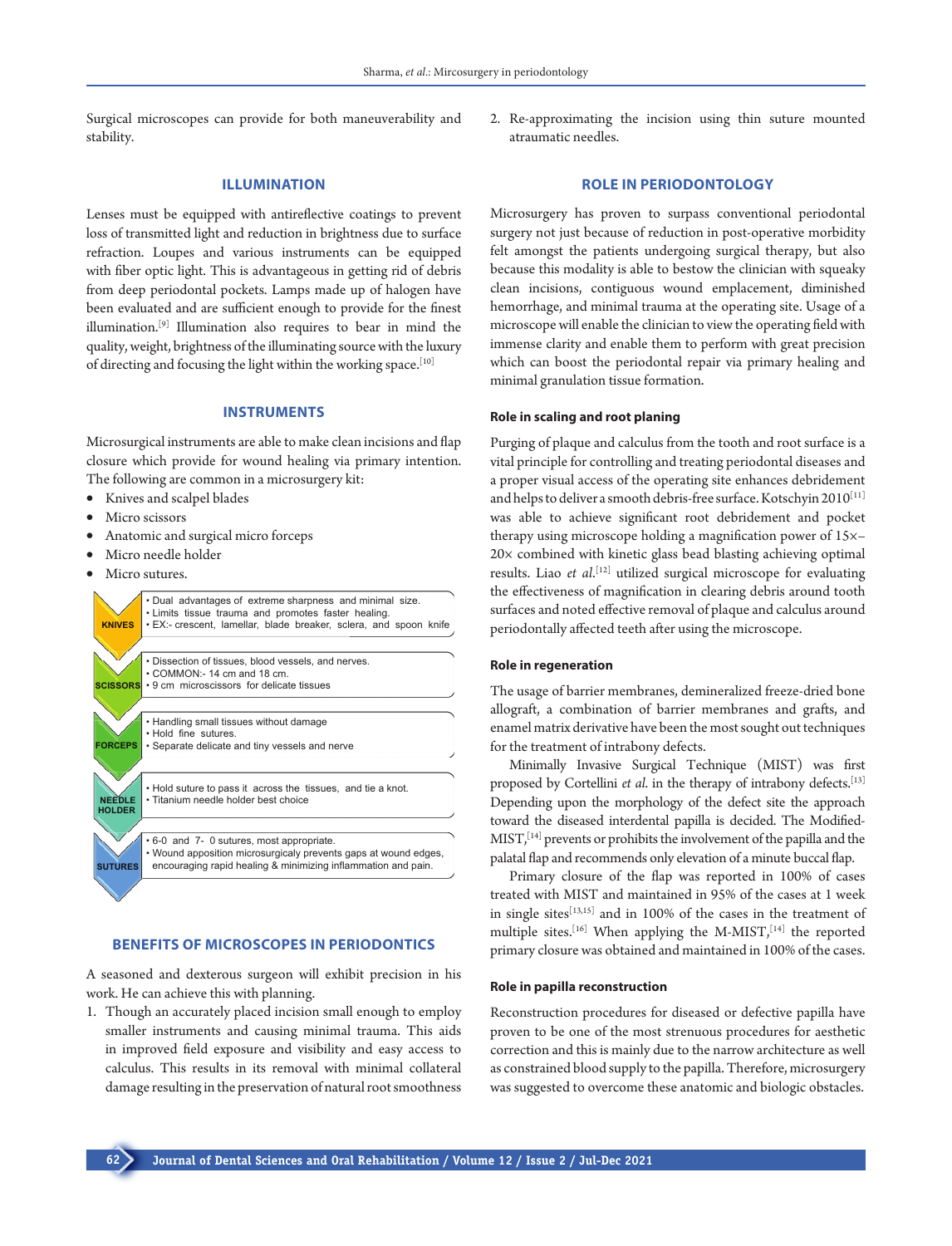Surgical microscopes can provide for both maneuverability and stability.

## ILLUMINATION

Lenses must be equipped with antireflective coatings to prevent loss of transmitted light and reduction in brightness due to surface refraction. Loupes and various instruments can be equipped with fiber optic light. This is advantageous in getting rid of debris from deep periodontal pockets. Lamps made up of halogen have been evaluated and are sufficient enough to provide for the finest illumination.[9] Illumination also requires to bear in mind the quality, weight, brightness of the illuminating source with the luxury of directing and focusing the light within the working space.[10]

## INSTRUMENTS

Microsurgical instruments are able to make clean incisions and flap closure which provide for wound healing via primary intention. The following are common in a microsurgery kit:

- Knives and scalpel blades
- Micro scissors
- Anatomic and surgical micro forceps
- Micro needle holder
- Micro sutures.

| | |
|---|---|
| KNIVES | • Dual advantages of extreme sharpness and minimal size.<br>• Limits tissue trauma and promotes faster healing.<br>• EX:- crescent, lamellar, blade breaker, sclera, and spoon knife |
| SCISSORS | • Dissection of tissues, blood vessels, and nerves.<br>• COMMON:- 14 cm and 18 cm.<br>• 9 cm microscissors for delicate tissues |
| FORCEPS | • Handling small tissues without damage<br>• Hold fine sutures.<br>• Separate delicate and tiny vessels and nerve |
| NEEDLE HOLDER | • Hold suture to pass it across the tissues, and tie a knot.<br>• Titanium needle holder best choice |
| SUTURES | • 6-0 and 7- 0 sutures, most appropriate.<br>• Wound apposition microsurgicaly prevents gaps at wound edges, encouraging rapid healing & minimizing inflammation and pain. |

## BENEFITS OF MICROSCOPES IN PERIODONTICS

A seasoned and dexterous surgeon will exhibit precision in his work. He can achieve this with planning.

1. Though an accurately placed incision small enough to employ smaller instruments and causing minimal trauma. This aids in improved field exposure and visibility and easy access to calculus. This results in its removal with minimal collateral damage resulting in the preservation of natural root smoothness
2. Re-approximating the incision using thin suture mounted atraumatic needles.

## ROLE IN PERIODONTOLOGY

Microsurgery has proven to surpass conventional periodontal surgery not just because of reduction in post-operative morbidity felt amongst the patients undergoing surgical therapy, but also because this modality is able to bestow the clinician with squeaky clean incisions, contiguous wound emplacement, diminished hemorrhage, and minimal trauma at the operating site. Usage of a microscope will enable the clinician to view the operating field with immense clarity and enable them to perform with great precision which can boost the periodontal repair via primary healing and minimal granulation tissue formation.

### Role in scaling and root planing

Purging of plaque and calculus from the tooth and root surface is a vital principle for controlling and treating periodontal diseases and a proper visual access of the operating site enhances debridement and helps to deliver a smooth debris-free surface. Kotschyin 2010[11] was able to achieve significant root debridement and pocket therapy using microscope holding a magnification power of 15×–20× combined with kinetic glass bead blasting achieving optimal results. Liao *et al*.[12] utilized surgical microscope for evaluating the effectiveness of magnification in clearing debris around tooth surfaces and noted effective removal of plaque and calculus around periodontally affected teeth after using the microscope.

### Role in regeneration

The usage of barrier membranes, demineralized freeze-dried bone allograft, a combination of barrier membranes and grafts, and enamel matrix derivative have been the most sought out techniques for the treatment of intrabony defects.

Minimally Invasive Surgical Technique (MIST) was first proposed by Cortellini *et al*. in the therapy of intrabony defects.[13] Depending upon the morphology of the defect site the approach toward the diseased interdental papilla is decided. The Modified-MIST,[14] prevents or prohibits the involvement of the papilla and the palatal flap and recommends only elevation of a minute buccal flap.

Primary closure of the flap was reported in 100% of cases treated with MIST and maintained in 95% of the cases at 1 week in single sites[13,15] and in 100% of the cases in the treatment of multiple sites.[16] When applying the M-MIST,[14] the reported primary closure was obtained and maintained in 100% of the cases.

### Role in papilla reconstruction

Reconstruction procedures for diseased or defective papilla have proven to be one of the most strenuous procedures for aesthetic correction and this is mainly due to the narrow architecture as well as constrained blood supply to the papilla. Therefore, microsurgery was suggested to overcome these anatomic and biologic obstacles.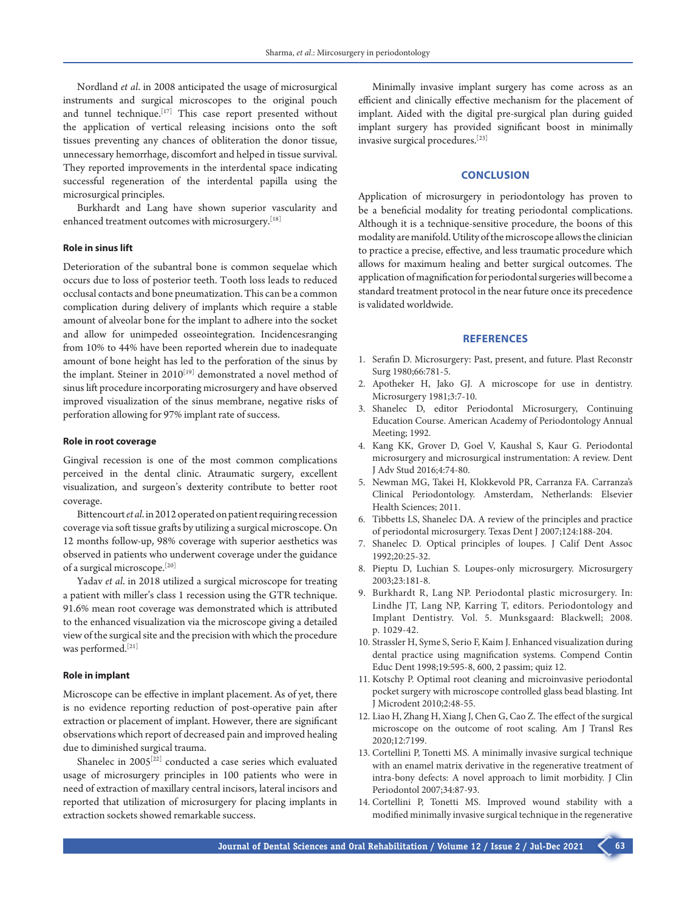Nordland *et al*. in 2008 anticipated the usage of microsurgical instruments and surgical microscopes to the original pouch and tunnel technique.[17] This case report presented without the application of vertical releasing incisions onto the soft tissues preventing any chances of obliteration the donor tissue, unnecessary hemorrhage, discomfort and helped in tissue survival. They reported improvements in the interdental space indicating successful regeneration of the interdental papilla using the microsurgical principles.

Burkhardt and Lang have shown superior vascularity and enhanced treatment outcomes with microsurgery.[18]

### Role in sinus lift

Deterioration of the subantral bone is common sequelae which occurs due to loss of posterior teeth. Tooth loss leads to reduced occlusal contacts and bone pneumatization. This can be a common complication during delivery of implants which require a stable amount of alveolar bone for the implant to adhere into the socket and allow for unimpeded osseointegration. Incidencesranging from 10% to 44% have been reported wherein due to inadequate amount of bone height has led to the perforation of the sinus by the implant. Steiner in 2010[19] demonstrated a novel method of sinus lift procedure incorporating microsurgery and have observed improved visualization of the sinus membrane, negative risks of perforation allowing for 97% implant rate of success.

### Role in root coverage

Gingival recession is one of the most common complications perceived in the dental clinic. Atraumatic surgery, excellent visualization, and surgeon's dexterity contribute to better root coverage.

Bittencourt *et al*. in 2012 operated on patient requiring recession coverage via soft tissue grafts by utilizing a surgical microscope. On 12 months follow-up, 98% coverage with superior aesthetics was observed in patients who underwent coverage under the guidance of a surgical microscope.[20]

Yadav *et al*. in 2018 utilized a surgical microscope for treating a patient with miller's class 1 recession using the GTR technique. 91.6% mean root coverage was demonstrated which is attributed to the enhanced visualization via the microscope giving a detailed view of the surgical site and the precision with which the procedure was performed.[21]

### Role in implant

Microscope can be effective in implant placement. As of yet, there is no evidence reporting reduction of post-operative pain after extraction or placement of implant. However, there are significant observations which report of decreased pain and improved healing due to diminished surgical trauma.

Shanelec in 2005[22] conducted a case series which evaluated usage of microsurgery principles in 100 patients who were in need of extraction of maxillary central incisors, lateral incisors and reported that utilization of microsurgery for placing implants in extraction sockets showed remarkable success.

Minimally invasive implant surgery has come across as an efficient and clinically effective mechanism for the placement of implant. Aided with the digital pre-surgical plan during guided implant surgery has provided significant boost in minimally invasive surgical procedures.[23]

## CONCLUSION

Application of microsurgery in periodontology has proven to be a beneficial modality for treating periodontal complications. Although it is a technique-sensitive procedure, the boons of this modality are manifold. Utility of the microscope allows the clinician to practice a precise, effective, and less traumatic procedure which allows for maximum healing and better surgical outcomes. The application of magnification for periodontal surgeries will become a standard treatment protocol in the near future once its precedence is validated worldwide.

## REFERENCES

1. Serafin D. Microsurgery: Past, present, and future. Plast Reconstr Surg 1980;66:781-5.
2. Apotheker H, Jako GJ. A microscope for use in dentistry. Microsurgery 1981;3:7-10.
3. Shanelec D, editor Periodontal Microsurgery, Continuing Education Course. American Academy of Periodontology Annual Meeting; 1992.
4. Kang KK, Grover D, Goel V, Kaushal S, Kaur G. Periodontal microsurgery and microsurgical instrumentation: A review. Dent J Adv Stud 2016;4:74-80.
5. Newman MG, Takei H, Klokkevold PR, Carranza FA. Carranza's Clinical Periodontology. Amsterdam, Netherlands: Elsevier Health Sciences; 2011.
6. Tibbetts LS, Shanelec DA. A review of the principles and practice of periodontal microsurgery. Texas Dent J 2007;124:188-204.
7. Shanelec D. Optical principles of loupes. J Calif Dent Assoc 1992;20:25-32.
8. Pieptu D, Luchian S. Loupes-only microsurgery. Microsurgery 2003;23:181-8.
9. Burkhardt R, Lang NP. Periodontal plastic microsurgery. In: Lindhe JT, Lang NP, Karring T, editors. Periodontology and Implant Dentistry. Vol. 5. Munksgaard: Blackwell; 2008. p. 1029-42.
10. Strassler H, Syme S, Serio F, Kaim J. Enhanced visualization during dental practice using magnification systems. Compend Contin Educ Dent 1998;19:595-8, 600, 2 passim; quiz 12.
11. Kotschy P. Optimal root cleaning and microinvasive periodontal pocket surgery with microscope controlled glass bead blasting. Int J Microdent 2010;2:48-55.
12. Liao H, Zhang H, Xiang J, Chen G, Cao Z. The effect of the surgical microscope on the outcome of root scaling. Am J Transl Res 2020;12:7199.
13. Cortellini P, Tonetti MS. A minimally invasive surgical technique with an enamel matrix derivative in the regenerative treatment of intra-bony defects: A novel approach to limit morbidity. J Clin Periodontol 2007;34:87-93.
14. Cortellini P, Tonetti MS. Improved wound stability with a modified minimally invasive surgical technique in the regenerative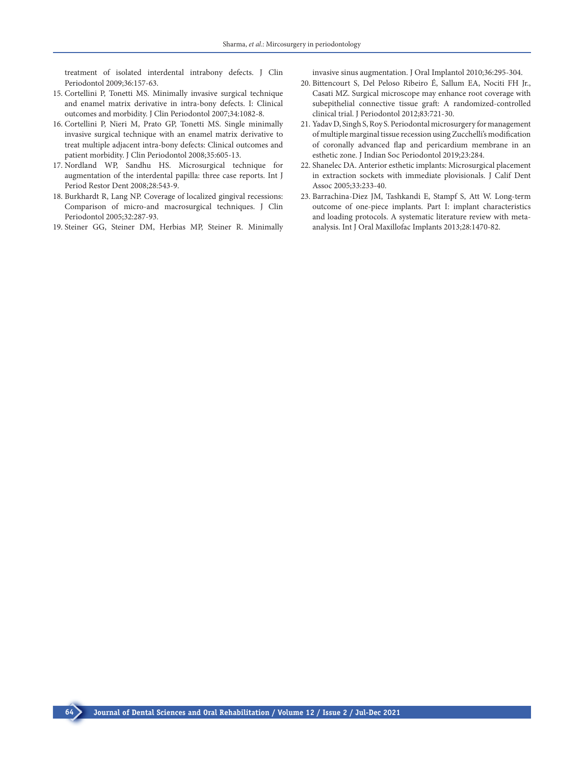treatment of isolated interdental intrabony defects. J Clin Periodontol 2009;36:157-63.

15. Cortellini P, Tonetti MS. Minimally invasive surgical technique and enamel matrix derivative in intra-bony defects. I: Clinical outcomes and morbidity. J Clin Periodontol 2007;34:1082-8.
16. Cortellini P, Nieri M, Prato GP, Tonetti MS. Single minimally invasive surgical technique with an enamel matrix derivative to treat multiple adjacent intra-bony defects: Clinical outcomes and patient morbidity. J Clin Periodontol 2008;35:605-13.
17. Nordland WP, Sandhu HS. Microsurgical technique for augmentation of the interdental papilla: three case reports. Int J Period Restor Dent 2008;28:543-9.
18. Burkhardt R, Lang NP. Coverage of localized gingival recessions: Comparison of micro-and macrosurgical techniques. J Clin Periodontol 2005;32:287-93.
19. Steiner GG, Steiner DM, Herbias MP, Steiner R. Minimally invasive sinus augmentation. J Oral Implantol 2010;36:295-304.
20. Bittencourt S, Del Peloso Ribeiro É, Sallum EA, Nociti FH Jr., Casati MZ. Surgical microscope may enhance root coverage with subepithelial connective tissue graft: A randomized-controlled clinical trial. J Periodontol 2012;83:721-30.
21. Yadav D, Singh S, Roy S. Periodontal microsurgery for management of multiple marginal tissue recession using Zucchelli's modification of coronally advanced flap and pericardium membrane in an esthetic zone. J Indian Soc Periodontol 2019;23:284.
22. Shanelec DA. Anterior esthetic implants: Microsurgical placement in extraction sockets with immediate plovisionals. J Calif Dent Assoc 2005;33:233-40.
23. Barrachina-Diez JM, Tashkandi E, Stampf S, Att W. Long-term outcome of one-piece implants. Part I: implant characteristics and loading protocols. A systematic literature review with meta-analysis. Int J Oral Maxillofac Implants 2013;28:1470-82.